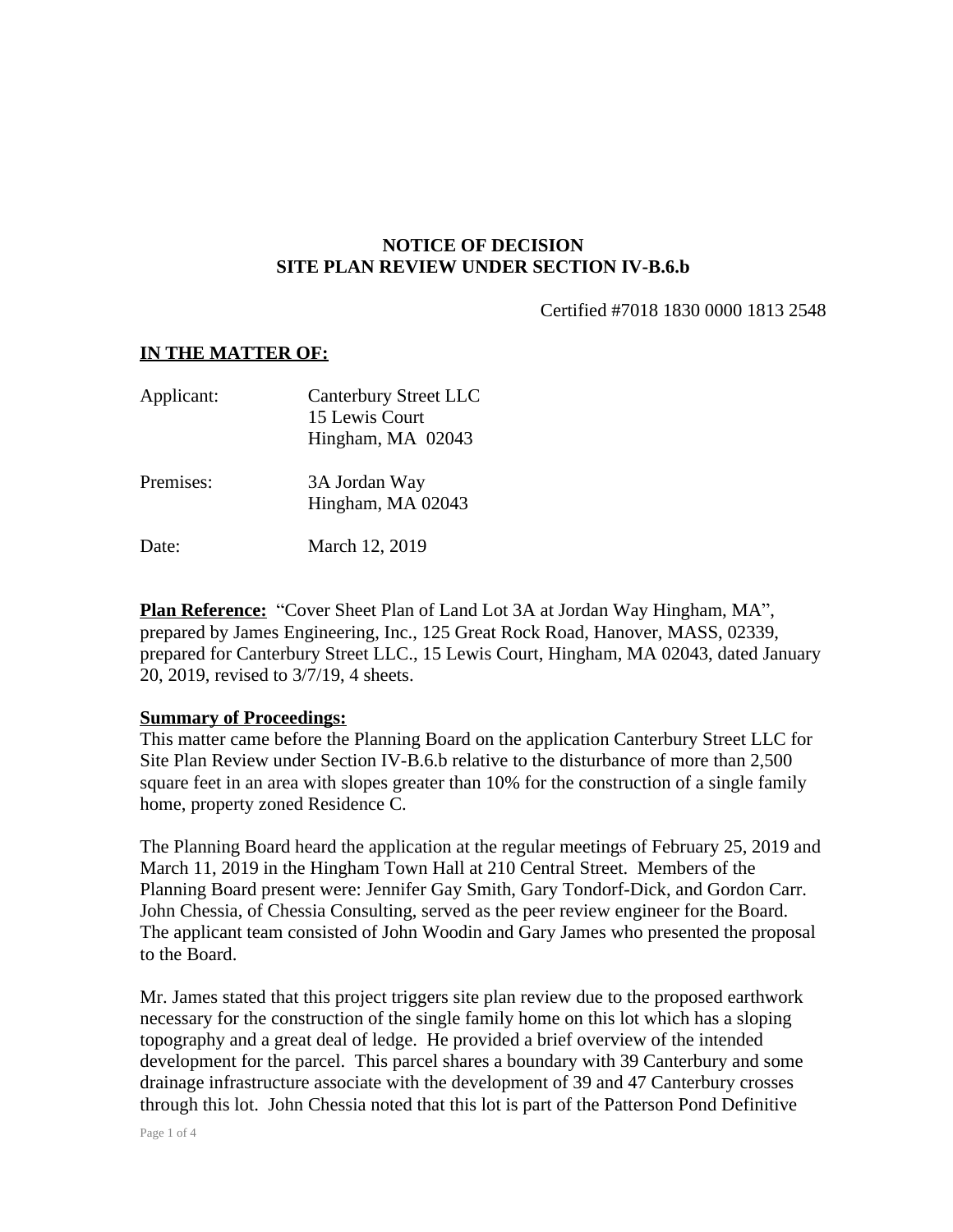**NOTICE OF DECISION**
**SITE PLAN REVIEW UNDER SECTION IV-B.6.b**

Certified #7018 1830 0000 1813 2548

**IN THE MATTER OF:**

Applicant: Canterbury Street LLC
15 Lewis Court
Hingham, MA 02043

Premises: 3A Jordan Way
Hingham, MA 02043

Date: March 12, 2019

**Plan Reference:** "Cover Sheet Plan of Land Lot 3A at Jordan Way Hingham, MA", prepared by James Engineering, Inc., 125 Great Rock Road, Hanover, MASS, 02339, prepared for Canterbury Street LLC., 15 Lewis Court, Hingham, MA 02043, dated January 20, 2019, revised to 3/7/19, 4 sheets.

**Summary of Proceedings:**

This matter came before the Planning Board on the application Canterbury Street LLC for Site Plan Review under Section IV-B.6.b relative to the disturbance of more than 2,500 square feet in an area with slopes greater than 10% for the construction of a single family home, property zoned Residence C.

The Planning Board heard the application at the regular meetings of February 25, 2019 and March 11, 2019 in the Hingham Town Hall at 210 Central Street. Members of the Planning Board present were: Jennifer Gay Smith, Gary Tondorf-Dick, and Gordon Carr. John Chessia, of Chessia Consulting, served as the peer review engineer for the Board. The applicant team consisted of John Woodin and Gary James who presented the proposal to the Board.

Mr. James stated that this project triggers site plan review due to the proposed earthwork necessary for the construction of the single family home on this lot which has a sloping topography and a great deal of ledge. He provided a brief overview of the intended development for the parcel. This parcel shares a boundary with 39 Canterbury and some drainage infrastructure associate with the development of 39 and 47 Canterbury crosses through this lot. John Chessia noted that this lot is part of the Patterson Pond Definitive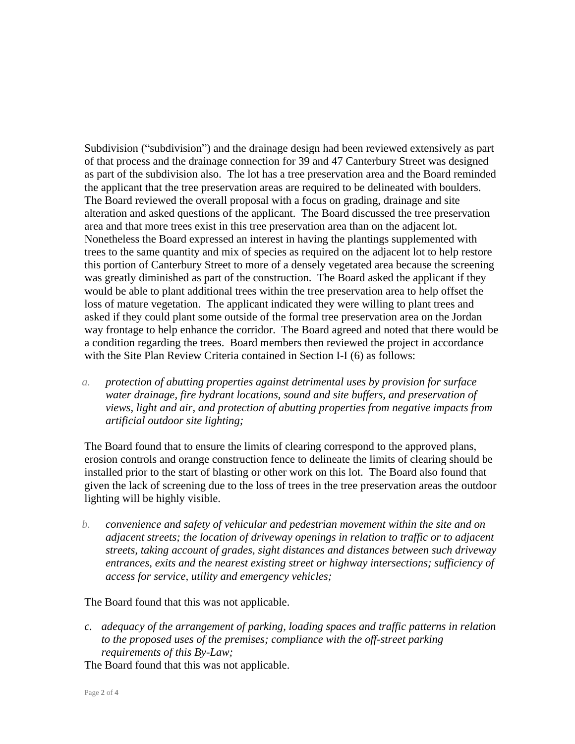Subdivision ("subdivision") and the drainage design had been reviewed extensively as part of that process and the drainage connection for 39 and 47 Canterbury Street was designed as part of the subdivision also. The lot has a tree preservation area and the Board reminded the applicant that the tree preservation areas are required to be delineated with boulders. The Board reviewed the overall proposal with a focus on grading, drainage and site alteration and asked questions of the applicant. The Board discussed the tree preservation area and that more trees exist in this tree preservation area than on the adjacent lot. Nonetheless the Board expressed an interest in having the plantings supplemented with trees to the same quantity and mix of species as required on the adjacent lot to help restore this portion of Canterbury Street to more of a densely vegetated area because the screening was greatly diminished as part of the construction. The Board asked the applicant if they would be able to plant additional trees within the tree preservation area to help offset the loss of mature vegetation. The applicant indicated they were willing to plant trees and asked if they could plant some outside of the formal tree preservation area on the Jordan way frontage to help enhance the corridor. The Board agreed and noted that there would be a condition regarding the trees. Board members then reviewed the project in accordance with the Site Plan Review Criteria contained in Section I-I (6) as follows:

a. *protection of abutting properties against detrimental uses by provision for surface water drainage, fire hydrant locations, sound and site buffers, and preservation of views, light and air, and protection of abutting properties from negative impacts from artificial outdoor site lighting;*

The Board found that to ensure the limits of clearing correspond to the approved plans, erosion controls and orange construction fence to delineate the limits of clearing should be installed prior to the start of blasting or other work on this lot. The Board also found that given the lack of screening due to the loss of trees in the tree preservation areas the outdoor lighting will be highly visible.

b. *convenience and safety of vehicular and pedestrian movement within the site and on adjacent streets; the location of driveway openings in relation to traffic or to adjacent streets, taking account of grades, sight distances and distances between such driveway entrances, exits and the nearest existing street or highway intersections; sufficiency of access for service, utility and emergency vehicles;*

The Board found that this was not applicable.

c. *adequacy of the arrangement of parking, loading spaces and traffic patterns in relation to the proposed uses of the premises; compliance with the off-street parking requirements of this By-Law;*

The Board found that this was not applicable.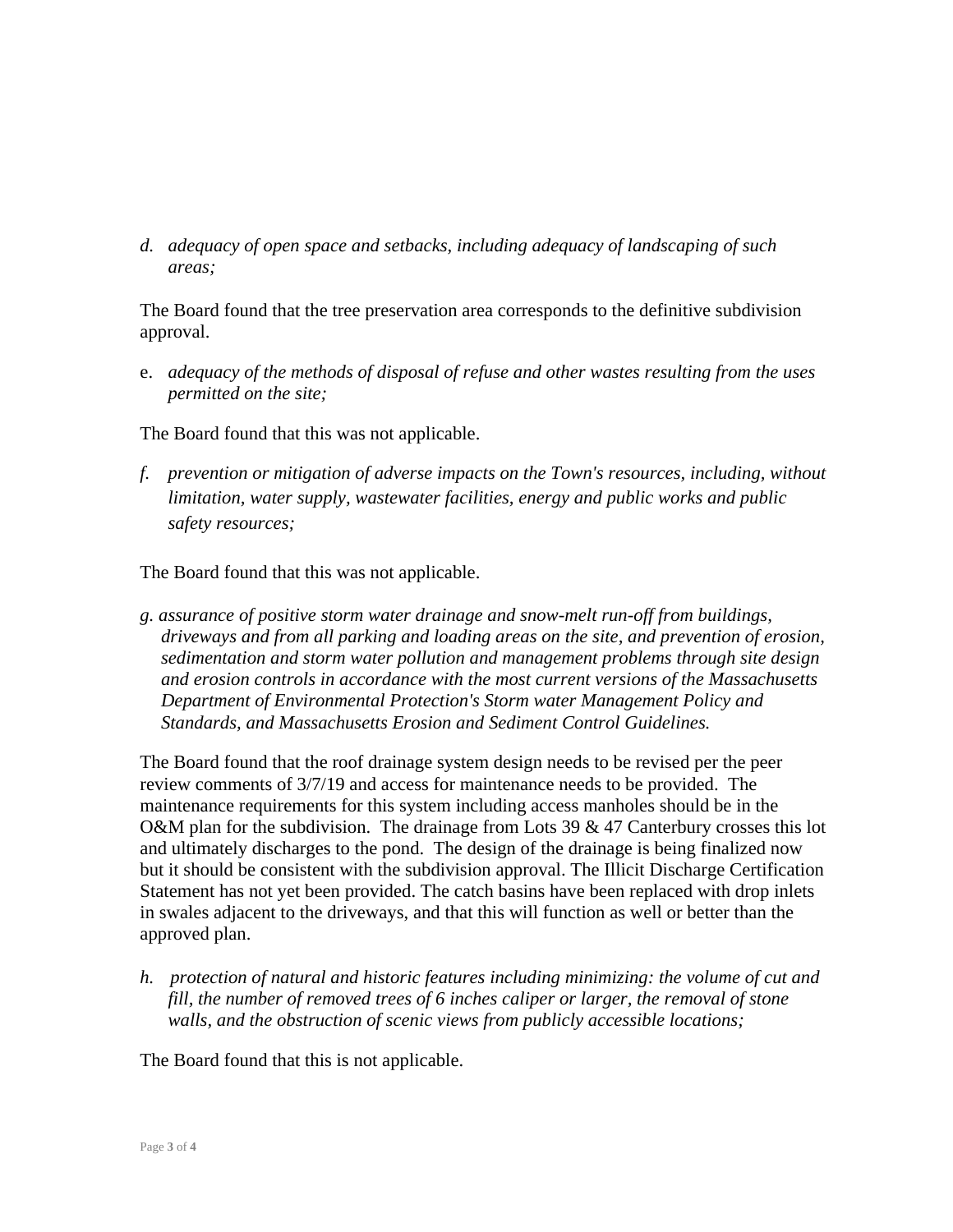*d. adequacy of open space and setbacks, including adequacy of landscaping of such areas;*

The Board found that the tree preservation area corresponds to the definitive subdivision approval.

e. *adequacy of the methods of disposal of refuse and other wastes resulting from the uses permitted on the site;*

The Board found that this was not applicable.

*f. prevention or mitigation of adverse impacts on the Town's resources, including, without limitation, water supply, wastewater facilities, energy and public works and public safety resources;*

The Board found that this was not applicable.

*g. assurance of positive storm water drainage and snow-melt run-off from buildings, driveways and from all parking and loading areas on the site, and prevention of erosion, sedimentation and storm water pollution and management problems through site design and erosion controls in accordance with the most current versions of the Massachusetts Department of Environmental Protection's Storm water Management Policy and Standards, and Massachusetts Erosion and Sediment Control Guidelines.*

The Board found that the roof drainage system design needs to be revised per the peer review comments of 3/7/19 and access for maintenance needs to be provided. The maintenance requirements for this system including access manholes should be in the O&M plan for the subdivision. The drainage from Lots 39 & 47 Canterbury crosses this lot and ultimately discharges to the pond. The design of the drainage is being finalized now but it should be consistent with the subdivision approval. The Illicit Discharge Certification Statement has not yet been provided. The catch basins have been replaced with drop inlets in swales adjacent to the driveways, and that this will function as well or better than the approved plan.

*h. protection of natural and historic features including minimizing: the volume of cut and fill, the number of removed trees of 6 inches caliper or larger, the removal of stone walls, and the obstruction of scenic views from publicly accessible locations;*

The Board found that this is not applicable.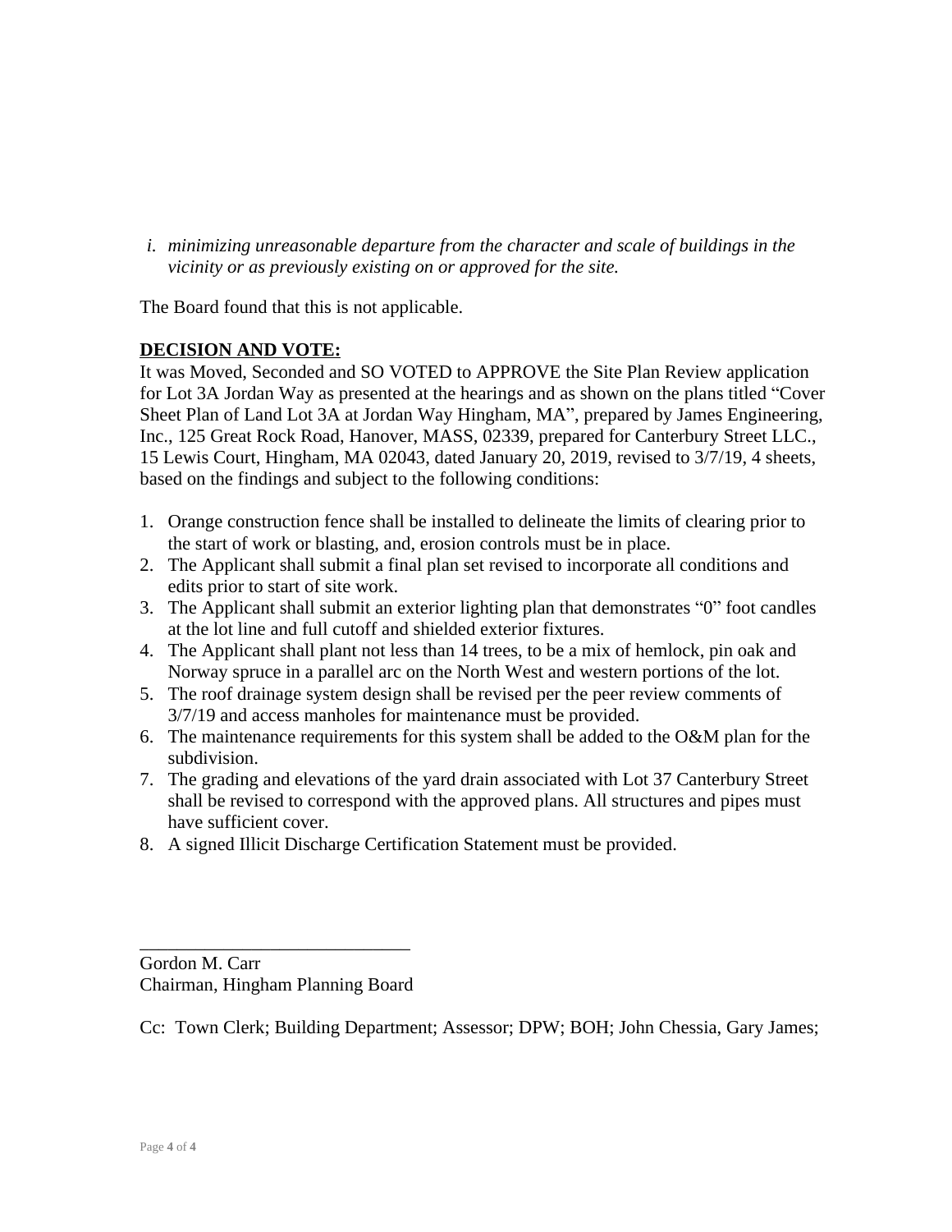*i. minimizing unreasonable departure from the character and scale of buildings in the vicinity or as previously existing on or approved for the site.*

The Board found that this is not applicable.

**DECISION AND VOTE:**

It was Moved, Seconded and SO VOTED to APPROVE the Site Plan Review application for Lot 3A Jordan Way as presented at the hearings and as shown on the plans titled "Cover Sheet Plan of Land Lot 3A at Jordan Way Hingham, MA", prepared by James Engineering, Inc., 125 Great Rock Road, Hanover, MASS, 02339, prepared for Canterbury Street LLC., 15 Lewis Court, Hingham, MA 02043, dated January 20, 2019, revised to 3/7/19, 4 sheets, based on the findings and subject to the following conditions:

1. Orange construction fence shall be installed to delineate the limits of clearing prior to the start of work or blasting, and, erosion controls must be in place.
2. The Applicant shall submit a final plan set revised to incorporate all conditions and edits prior to start of site work.
3. The Applicant shall submit an exterior lighting plan that demonstrates "0" foot candles at the lot line and full cutoff and shielded exterior fixtures.
4. The Applicant shall plant not less than 14 trees, to be a mix of hemlock, pin oak and Norway spruce in a parallel arc on the North West and western portions of the lot.
5. The roof drainage system design shall be revised per the peer review comments of 3/7/19 and access manholes for maintenance must be provided.
6. The maintenance requirements for this system shall be added to the O&M plan for the subdivision.
7. The grading and elevations of the yard drain associated with Lot 37 Canterbury Street shall be revised to correspond with the approved plans. All structures and pipes must have sufficient cover.
8. A signed Illicit Discharge Certification Statement must be provided.

\_\_\_\_\_\_\_\_\_\_\_\_\_\_\_\_\_\_\_\_\_\_\_\_\_\_\_\_\_\_

Gordon M. Carr
Chairman, Hingham Planning Board

Cc: Town Clerk; Building Department; Assessor; DPW; BOH; John Chessia, Gary James;